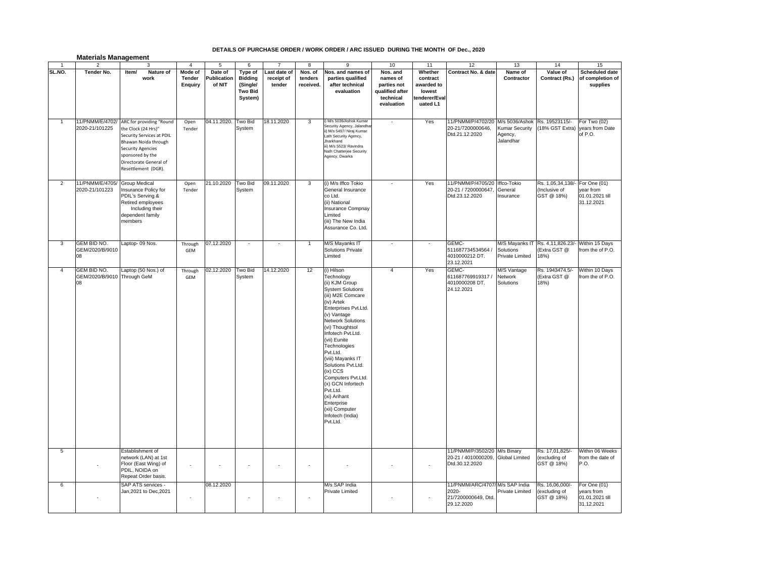**DETAILS OF PURCHASE ORDER / WORK ORDER / ARC ISSUED DURING THE MONTH OF Dec., 2020**

**Materials Management**

| 1 | 2 | 3 | 4 | 5 | 6 | 7 | 8 | 9 | 10 | 11 | 12 | 13 | 14 | 15 |
|---|---|---|---|---|---|---|---|---|---|---|---|---|---|---|
| **SL.NO.** | **Tender No.** | **Item/ Nature of work** | **Mode of Tender Enquiry** | **Date of Publication of NIT** | **Type of Bidding (Single/ Two Bid System)** | **Last date of receipt of tender** | **Nos. of tenders received.** | **Nos. and names of parties qualified after technical evaluation** | **Nos. and names of parties not qualified after technical evaluation** | **Whether contract awarded to lowest tenderer/Evaluated L1** | **Contract No. & date** | **Name of Contractor** | **Value of Contract (Rs.)** | **Scheduled date of completion of supplies** |
| 1 | 11/PNMM/E/4702/ 2020-21/101225 | ARC for providing "Round the Clock (24 Hrs)" Security Services at PDIL Bhawan Noida through Security Agencies sponsored by the Directorate General of Resettlement (DGR). | Open Tender | 04.11.2020. | Two Bid System | 18.11.2020 | 3 | i) M/s 5036/Ashok Kumar Security Agency, Jalandhar ii) M/s 5497/ Niraj Kumar Lath Security Agency, Jharkhand iii) M/s 5523/ Ravindra Nath Chatterjee Security Agency, Dwarka | - | Yes | 11/PNMM/P/4702/20 20-21/7200000646, Dtd.21.12.2020 | M/s 5036/Ashok Kumar Security Agency, Jalandhar | Rs. 19523115/- (18% GST Extra) | For Two (02) years from Date of P.O. |
| 2 | 11/PNMM/E/4705/ 2020-21/101223 | Group Medical Insurance Policy for PDIL's Serving & Retired employees Including their dependent family members | Open Tender | 21.10.2020 | Two Bid System | 09.11.2020 | 3 | (i) M/s Iffco Tokio General Insurance co Ltd. (ii) National Insurance Compnay Limited (iii) The New India Assurance Co. Ltd. | - | Yes | 11/PNMM/P/4705/20 20-21 / 7200000647, Dtd.23.12.2020 | Iffco-Tokio General Insurance | Rs. 1,05,34,138/- (Inclusive of GST @ 18%) | For One (01) year from 01.01.2021 till 31.12.2021 |
| 3 | GEM BID NO. GEM/2020/B/9010 08 | Laptop- 09 Nos. | Through GEM | 07.12.2020 | - | - | 1 | M/S Mayanks IT Solutions Private Limited | - | - | GEMC-511687734534564 / 4010000212 DT. 23.12.2021 | M/S Mayanks IT Solutions Private Limited | Rs. 4,11,826.23/- (Extra GST @ 18%) | Within 15 Days from the of P.O. |
| 4 | GEM BID NO. GEM/2020/B/9010 08 | Laptop (50 Nos.) of Through GeM | Through GEM | 02.12.2020 | Two Bid System | 14.12.2020 | 12 | (i) Hilson Technology (ii) KJM Group System Solutions (iii) M2E Comcare (iv) Artek Enterprises Pvt.Ltd. (v) Vantage Network Solutions (vi) Thoughtsol Infotech Pvt.Ltd. (vii) Eunite Technologies Pvt.Ltd. (viii) Mayanks IT Solutions Pvt.Ltd. (ix) CCS Computers Pvt.Ltd. (x) GCN Infortech Pvt.Ltd. (xi) Arihant Enterprise (xii) Computer Infotech (India) Pvt.Ltd. | 4 | Yes | GEMC-611687769919317 / 4010000208 DT. 24.12.2021 | M/S Vantage Network Solutions | Rs. 1943474.5/- (Extra GST @ 18%) | Within 10 Days from the of P.O. |
| 5 | - | Establishment of network (LAN) at 1st Floor (East Wing) of PDIL, NOIDA on Repeat Order basis. | - | - | - | - | - | - | - | - | 11/PNMM/P/3502/20 20-21 / 4010000209, Dtd.30.12.2020 | M/s Binary Global Limited | Rs. 17,01,825/- (excluding of GST @ 18%) | Within 06 Weeks from the date of P.O. |
| 6 | - | SAP ATS services - Jan,2021 to Dec,2021 | - | 08.12.2020 | - | - | - | M/s SAP India Private Limited | - | - | 11/PNMM/ARC/4707/ 2020-21/7200000649, Dtd. 29.12.2020 | M/s SAP India Private Limited | Rs. 16,06,000/- (excluding of GST @ 18%) | For One (01) years from 01.01.2021 till 31.12.2021 |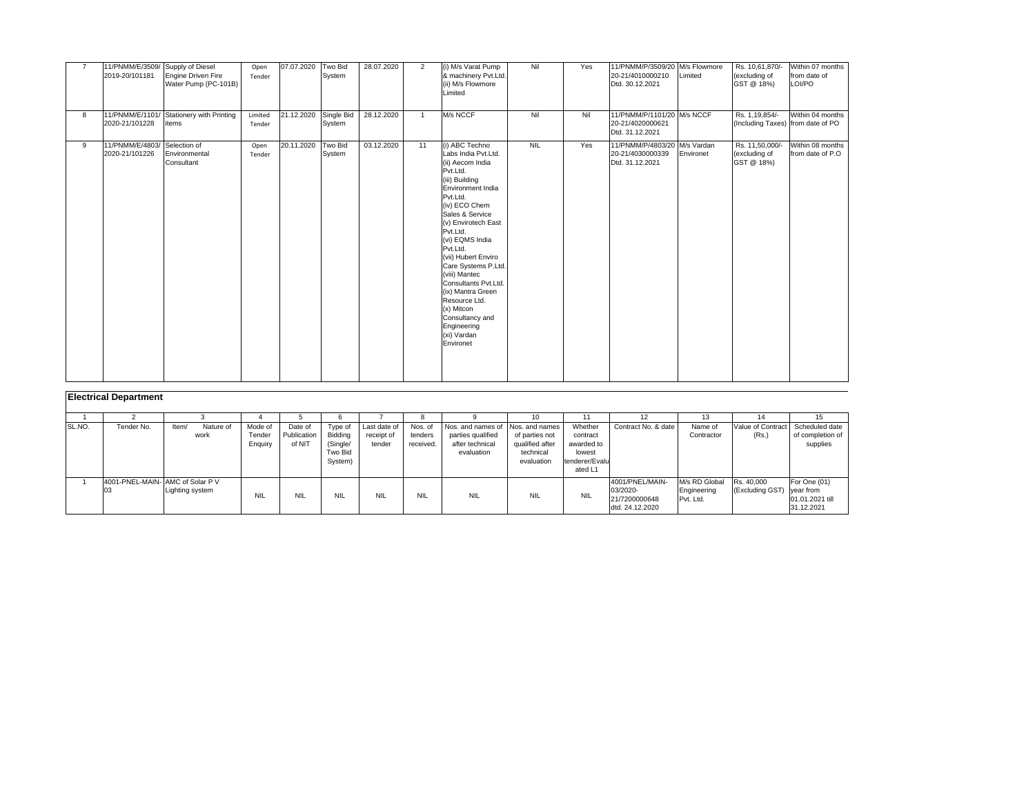| | | | | | | | | | | | | | | |
|---|---|---|---|---|---|---|---|---|---|---|---|---|---|---|
| 7 | 11/PNMM/E/3509/ 2019-20/101181 | Supply of Diesel Engine Driven Fire Water Pump (PC-101B) | Open Tender | 07.07.2020 | Two Bid System | 28.07.2020 | 2 | (i) M/s Varat Pump & machinery Pvt.Ltd. (ii) M/s Flowmore Limited | Nil | Yes | 11/PNMM/P/3509/20 20-21/4010000210 Dtd. 30.12.2021 | M/s Flowmore Limited | Rs. 10,61,870/- (excluding of GST @ 18%) | Within 07 months from date of LOI/PO |
| 8 | 11/PNMM/E/1101/ 2020-21/101228 | Stationery with Printing items | Limited Tender | 21.12.2020 | Single Bid System | 28.12.2020 | 1 | M/s NCCF | Nil | Nil | 11/PNMM/P/1101/20 20-21/4020000621 Dtd. 31.12.2021 | M/s NCCF | Rs. 1,19,854/- (Including Taxes) | Within 04 months from date of PO |
| 9 | 11/PNMM/E/4803/ 2020-21/101226 | Selection of Environmental Consultant | Open Tender | 20.11.2020 | Two Bid System | 03.12.2020 | 11 | (i) ABC Techno Labs India Pvt.Ltd. (ii) Aecom India Pvt.Ltd. (iii) Building Environment India Pvt.Ltd. (iv) ECO Chem Sales & Service (v) Envirotech East Pvt.Ltd. (vi) EQMS India Pvt.Ltd. (vii) Hubert Enviro Care Systems P.Ltd. (viii) Mantec Consultants Pvt.Ltd. (ix) Mantra Green Resource Ltd. (x) Mitcon Consultancy and Engineering (xi) Vardan Environet | NIL | Yes | 11/PNMM/P/4803/20 20-21/4030000339 Dtd. 31.12.2021 | M/s Vardan Environet | Rs. 11,50,000/- (excluding of GST @ 18%) | Within 08 months from date of P.O |

## Electrical Department

| 1 | 2 | 3 | 4 | 5 | 6 | 7 | 8 | 9 | 10 | 11 | 12 | 13 | 14 | 15 |
|---|---|---|---|---|---|---|---|---|---|---|---|---|---|---|
| SL.NO. | Tender No. | Item/ Nature of work | Mode of Tender Enquiry | Date of Publication of NIT | Type of Bidding (Single/ Two Bid System) | Last date of receipt of tender | Nos. of tenders received. | Nos. and names of parties qualified after technical evaluation | Nos. and names of parties not qualified after technical evaluation | Whether contract awarded to lowest tenderer/Evaluated L1 | Contract No. & date | Name of Contractor | Value of Contract (Rs.) | Scheduled date of completion of supplies |
| 1 | 4001-PNEL-MAIN-03 | AMC of Solar P V Lighting system | NIL | NIL | NIL | NIL | NIL | NIL | NIL | NIL | 4001/PNEL/MAIN-03/2020-21/7200000648 dtd. 24.12.2020 | M/s RD Global Engineering Pvt. Ltd. | Rs. 40,000 (Excluding GST) | For One (01) year from 01.01.2021 till 31.12.2021 |